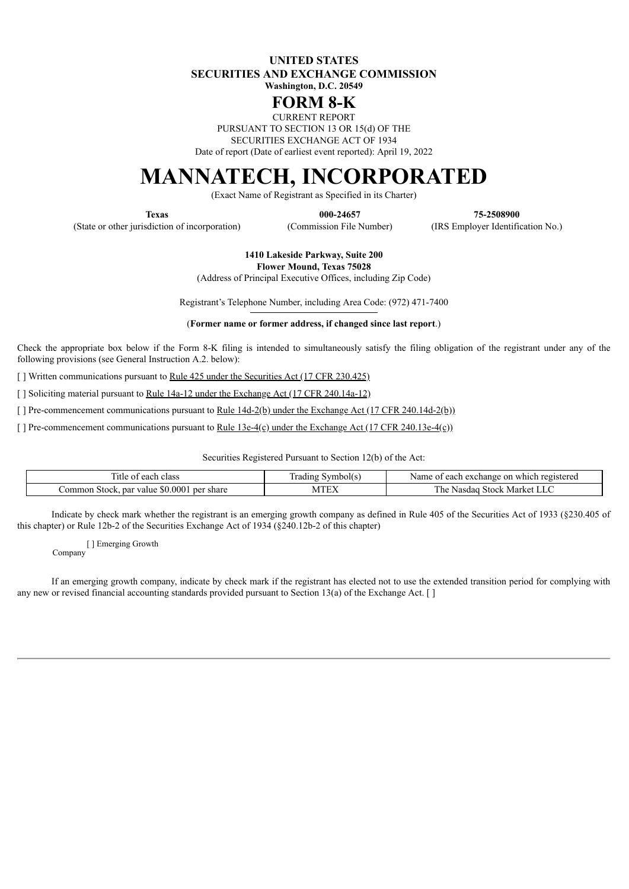**UNITED STATES**
**SECURITIES AND EXCHANGE COMMISSION**
**Washington, D.C. 20549**

# FORM 8-K

CURRENT REPORT
PURSUANT TO SECTION 13 OR 15(d) OF THE
SECURITIES EXCHANGE ACT OF 1934
Date of report (Date of earliest event reported): April 19, 2022

# MANNATECH, INCORPORATED

(Exact Name of Registrant as Specified in its Charter)

| **Texas** | **000-24657** | **75-2508900** |
|---|---|---|
| (State or other jurisdiction of incorporation) | (Commission File Number) | (IRS Employer Identification No.) |

**1410 Lakeside Parkway, Suite 200**
**Flower Mound, Texas 75028**
(Address of Principal Executive Offices, including Zip Code)

Registrant's Telephone Number, including Area Code: (972) 471-7400

(**Former name or former address, if changed since last report**.)

Check the appropriate box below if the Form 8-K filing is intended to simultaneously satisfy the filing obligation of the registrant under any of the following provisions (see General Instruction A.2. below):

[ ] Written communications pursuant to Rule 425 under the Securities Act (17 CFR 230.425)

[ ] Soliciting material pursuant to Rule 14a-12 under the Exchange Act (17 CFR 240.14a-12)

[ ] Pre-commencement communications pursuant to Rule 14d-2(b) under the Exchange Act (17 CFR 240.14d-2(b))

[ ] Pre-commencement communications pursuant to Rule 13e-4(c) under the Exchange Act (17 CFR 240.13e-4(c))

Securities Registered Pursuant to Section 12(b) of the Act:

| Title of each class | Trading Symbol(s) | Name of each exchange on which registered |
|---|---|---|
| Common Stock, par value $0.0001 per share | MTEX | The Nasdaq Stock Market LLC |

Indicate by check mark whether the registrant is an emerging growth company as defined in Rule 405 of the Securities Act of 1933 (§230.405 of this chapter) or Rule 12b-2 of the Securities Exchange Act of 1934 (§240.12b-2 of this chapter)

[ ] Emerging Growth Company

If an emerging growth company, indicate by check mark if the registrant has elected not to use the extended transition period for complying with any new or revised financial accounting standards provided pursuant to Section 13(a) of the Exchange Act. [ ]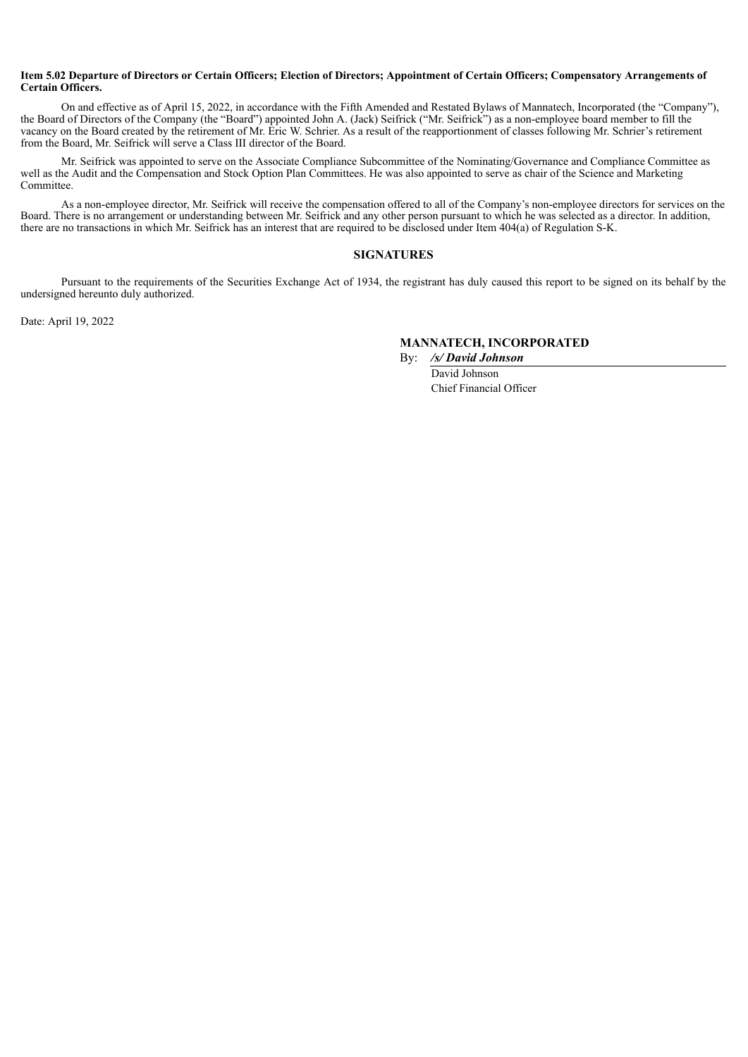**Item 5.02 Departure of Directors or Certain Officers; Election of Directors; Appointment of Certain Officers; Compensatory Arrangements of Certain Officers.**

On and effective as of April 15, 2022, in accordance with the Fifth Amended and Restated Bylaws of Mannatech, Incorporated (the "Company"), the Board of Directors of the Company (the "Board") appointed John A. (Jack) Seifrick ("Mr. Seifrick") as a non-employee board member to fill the vacancy on the Board created by the retirement of Mr. Eric W. Schrier. As a result of the reapportionment of classes following Mr. Schrier's retirement from the Board, Mr. Seifrick will serve a Class III director of the Board.

Mr. Seifrick was appointed to serve on the Associate Compliance Subcommittee of the Nominating/Governance and Compliance Committee as well as the Audit and the Compensation and Stock Option Plan Committees. He was also appointed to serve as chair of the Science and Marketing Committee.

As a non-employee director, Mr. Seifrick will receive the compensation offered to all of the Company's non-employee directors for services on the Board. There is no arrangement or understanding between Mr. Seifrick and any other person pursuant to which he was selected as a director. In addition, there are no transactions in which Mr. Seifrick has an interest that are required to be disclosed under Item 404(a) of Regulation S-K.

## SIGNATURES

Pursuant to the requirements of the Securities Exchange Act of 1934, the registrant has duly caused this report to be signed on its behalf by the undersigned hereunto duly authorized.

Date: April 19, 2022

**MANNATECH, INCORPORATED**

By: ***/s/ David Johnson***

David Johnson
Chief Financial Officer